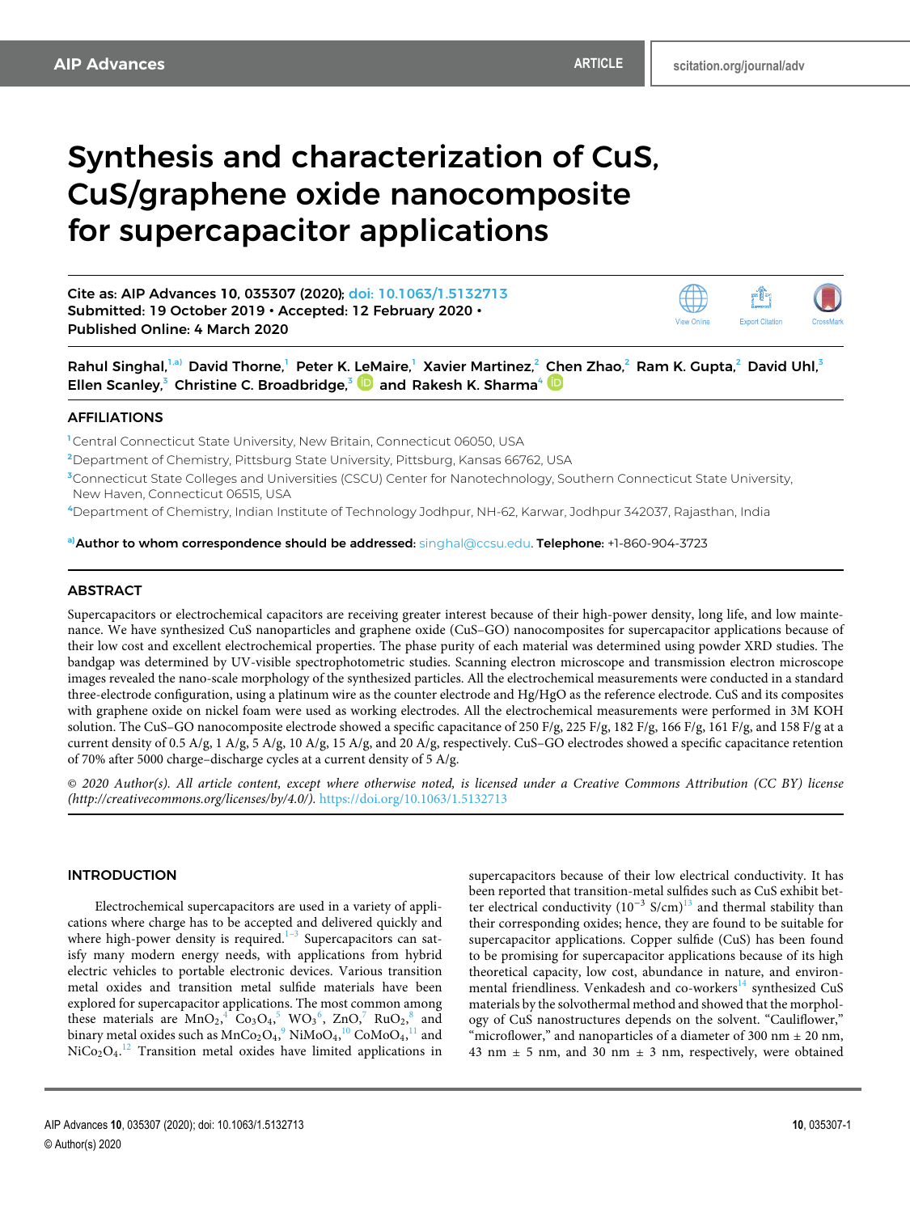# Synthesis and characterization of CuS, CuS/graphene oxide nanocomposite for supercapacitor applications

Cite as: AIP Advances 10, 035307 (2020); doi: 10.1063/1.5132713
Submitted: 19 October 2019 • Accepted: 12 February 2020 •
Published Online: 4 March 2020

Rahul Singhal,[1,a)] David Thorne,[1] Peter K. LeMaire,[1] Xavier Martinez,[2] Chen Zhao,[2] Ram K. Gupta,[2] David Uhl,[3] Ellen Scanley,[3] Christine C. Broadbridge,[3] and Rakesh K. Sharma[4]

## AFFILIATIONS

[1] Central Connecticut State University, New Britain, Connecticut 06050, USA
[2] Department of Chemistry, Pittsburg State University, Pittsburg, Kansas 66762, USA
[3] Connecticut State Colleges and Universities (CSCU) Center for Nanotechnology, Southern Connecticut State University, New Haven, Connecticut 06515, USA
[4] Department of Chemistry, Indian Institute of Technology Jodhpur, NH-62, Karwar, Jodhpur 342037, Rajasthan, India

[a)] **Author to whom correspondence should be addressed:** singhal@ccsu.edu. **Telephone:** +1-860-904-3723

## ABSTRACT

Supercapacitors or electrochemical capacitors are receiving greater interest because of their high-power density, long life, and low maintenance. We have synthesized CuS nanoparticles and graphene oxide (CuS–GO) nanocomposites for supercapacitor applications because of their low cost and excellent electrochemical properties. The phase purity of each material was determined using powder XRD studies. The bandgap was determined by UV-visible spectrophotometric studies. Scanning electron microscope and transmission electron microscope images revealed the nano-scale morphology of the synthesized particles. All the electrochemical measurements were conducted in a standard three-electrode configuration, using a platinum wire as the counter electrode and Hg/HgO as the reference electrode. CuS and its composites with graphene oxide on nickel foam were used as working electrodes. All the electrochemical measurements were performed in 3M KOH solution. The CuS–GO nanocomposite electrode showed a specific capacitance of 250 F/g, 225 F/g, 182 F/g, 166 F/g, 161 F/g, and 158 F/g at a current density of 0.5 A/g, 1 A/g, 5 A/g, 10 A/g, 15 A/g, and 20 A/g, respectively. CuS–GO electrodes showed a specific capacitance retention of 70% after 5000 charge–discharge cycles at a current density of 5 A/g.

*© 2020 Author(s). All article content, except where otherwise noted, is licensed under a Creative Commons Attribution (CC BY) license (http://creativecommons.org/licenses/by/4.0/).* https://doi.org/10.1063/1.5132713

## INTRODUCTION

Electrochemical supercapacitors are used in a variety of applications where charge has to be accepted and delivered quickly and where high-power density is required.[1–3] Supercapacitors can satisfy many modern energy needs, with applications from hybrid electric vehicles to portable electronic devices. Various transition metal oxides and transition metal sulfide materials have been explored for supercapacitor applications. The most common among these materials are $MnO_2$,[4] $Co_3O_4$,[5] $WO_3$,[6] ZnO,[7] $RuO_2$,[8] and binary metal oxides such as $MnCo_2O_4$,[9] $NiMoO_4$,[10] $CoMoO_4$,[11] and $NiCo_2O_4$.[12] Transition metal oxides have limited applications in supercapacitors because of their low electrical conductivity. It has been reported that transition-metal sulfides such as CuS exhibit better electrical conductivity ($10^{-3}$ S/cm)[13] and thermal stability than their corresponding oxides; hence, they are found to be suitable for supercapacitor applications. Copper sulfide (CuS) has been found to be promising for supercapacitor applications because of its high theoretical capacity, low cost, abundance in nature, and environmental friendliness. Venkadesh and co-workers[14] synthesized CuS materials by the solvothermal method and showed that the morphology of CuS nanostructures depends on the solvent. "Cauliflower," "microflower," and nanoparticles of a diameter of 300 nm ± 20 nm, 43 nm ± 5 nm, and 30 nm ± 3 nm, respectively, were obtained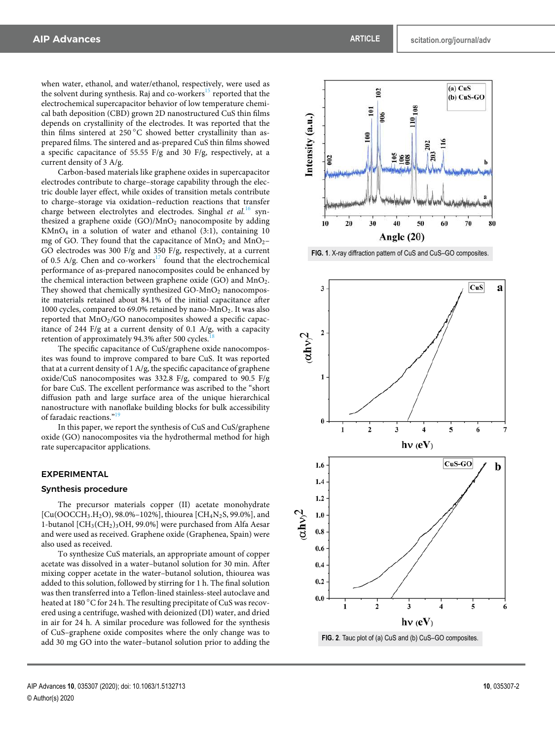when water, ethanol, and water/ethanol, respectively, were used as the solvent during synthesis. Raj and co-workers[15] reported that the electrochemical supercapacitor behavior of low temperature chemical bath deposition (CBD) grown 2D nanostructured CuS thin films depends on crystallinity of the electrodes. It was reported that the thin films sintered at 250 °C showed better crystallinity than as-prepared films. The sintered and as-prepared CuS thin films showed a specific capacitance of 55.55 F/g and 30 F/g, respectively, at a current density of 3 A/g.

Carbon-based materials like graphene oxides in supercapacitor electrodes contribute to charge–storage capability through the electric double layer effect, while oxides of transition metals contribute to charge–storage via oxidation–reduction reactions that transfer charge between electrolytes and electrodes. Singhal *et al.*[16] synthesized a graphene oxide (GO)/$MnO_2$ nanocomposite by adding $KMnO_4$ in a solution of water and ethanol (3:1), containing 10 mg of GO. They found that the capacitance of $MnO_2$ and $MnO_2$–GO electrodes was 300 F/g and 350 F/g, respectively, at a current of 0.5 A/g. Chen and co-workers[17] found that the electrochemical performance of as-prepared nanocomposites could be enhanced by the chemical interaction between graphene oxide (GO) and $MnO_2$. They showed that chemically synthesized GO-$MnO_2$ nanocomposite materials retained about 84.1% of the initial capacitance after 1000 cycles, compared to 69.0% retained by nano-$MnO_2$. It was also reported that $MnO_2$/GO nanocomposites showed a specific capacitance of 244 F/g at a current density of 0.1 A/g, with a capacity retention of approximately 94.3% after 500 cycles.[18]

The specific capacitance of CuS/graphene oxide nanocomposites was found to improve compared to bare CuS. It was reported that at a current density of 1 A/g, the specific capacitance of graphene oxide/CuS nanocomposites was 332.8 F/g, compared to 90.5 F/g for bare CuS. The excellent performance was ascribed to the "short diffusion path and large surface area of the unique hierarchical nanostructure with nanoflake building blocks for bulk accessibility of faradaic reactions."[19]

In this paper, we report the synthesis of CuS and CuS/graphene oxide (GO) nanocomposites via the hydrothermal method for high rate supercapacitor applications.

## EXPERIMENTAL

### Synthesis procedure

The precursor materials copper (II) acetate monohydrate [$Cu(OOCCH_3.H_2O)$, 98.0%–102%], thiourea [$CH_4N_2S$, 99.0%], and 1-butanol [$CH_3(CH_2)_3OH$, 99.0%] were purchased from Alfa Aesar and were used as received. Graphene oxide (Graphenea, Spain) were also used as received.

To synthesize CuS materials, an appropriate amount of copper acetate was dissolved in a water–butanol solution for 30 min. After mixing copper acetate in the water–butanol solution, thiourea was added to this solution, followed by stirring for 1 h. The final solution was then transferred into a Teflon-lined stainless-steel autoclave and heated at 180 °C for 24 h. The resulting precipitate of CuS was recovered using a centrifuge, washed with deionized (DI) water, and dried in air for 24 h. A similar procedure was followed for the synthesis of CuS–graphene oxide composites where the only change was to add 30 mg GO into the water–butanol solution prior to adding the

(a) CuS
(b) CuS-GO
002 100 101 102 006 105 106 008 110 108 202 203 116
Intensity (a.u.)
Angle (2θ)
10 20 30 40 50 60 70 80

**FIG. 1**. X-ray diffraction pattern of CuS and CuS–GO composites.

CuS a
$(\alpha h\nu)^2$
hν (eV)
0 1 2 3
1 2 3 4 5 6 7

CuS-GO b
$(\alpha h\nu)^2$
hν (eV)
0.0 0.2 0.4 0.6 0.8 1.0 1.2 1.4 1.6
1 2 3 4 5 6

**FIG. 2**. Tauc plot of (a) CuS and (b) CuS–GO composites.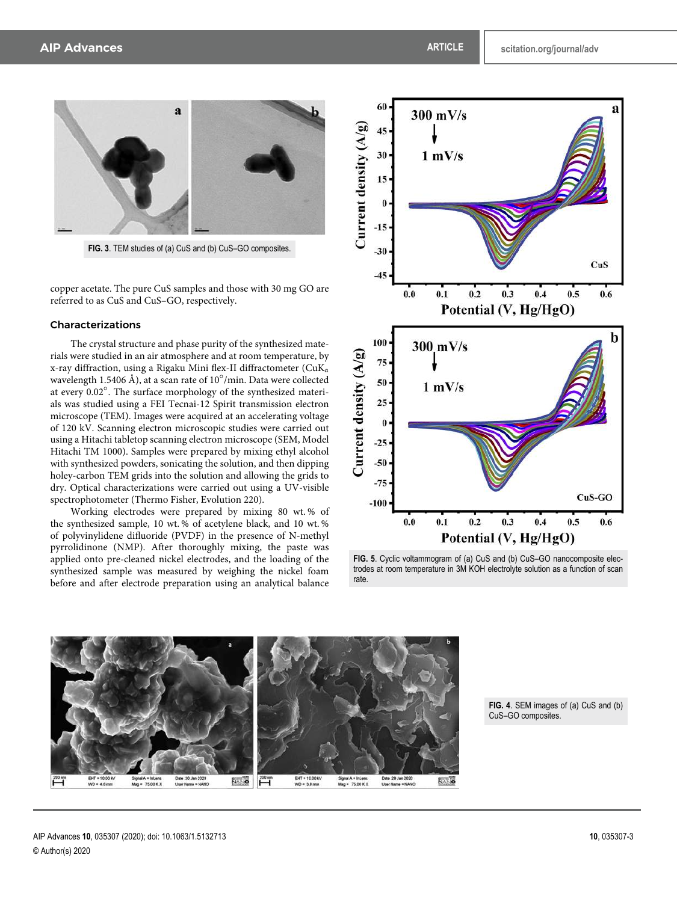FIG. 3. TEM studies of (a) CuS and (b) CuS–GO composites.

copper acetate. The pure CuS samples and those with 30 mg GO are referred to as CuS and CuS–GO, respectively.

### Characterizations

The crystal structure and phase purity of the synthesized materials were studied in an air atmosphere and at room temperature, by x-ray diffraction, using a Rigaku Mini flex-II diffractometer ($CuK_{\alpha}$ wavelength 1.5406 Å), at a scan rate of 10°/min. Data were collected at every 0.02°. The surface morphology of the synthesized materials was studied using a FEI Tecnai-12 Spirit transmission electron microscope (TEM). Images were acquired at an accelerating voltage of 120 kV. Scanning electron microscopic studies were carried out using a Hitachi tabletop scanning electron microscope (SEM, Model Hitachi TM 1000). Samples were prepared by mixing ethyl alcohol with synthesized powders, sonicating the solution, and then dipping holey-carbon TEM grids into the solution and allowing the grids to dry. Optical characterizations were carried out using a UV-visible spectrophotometer (Thermo Fisher, Evolution 220).

Working electrodes were prepared by mixing 80 wt. % of the synthesized sample, 10 wt. % of acetylene black, and 10 wt. % of polyvinylidene difluoride (PVDF) in the presence of N-methyl pyrrolidinone (NMP). After thoroughly mixing, the paste was applied onto pre-cleaned nickel electrodes, and the loading of the synthesized sample was measured by weighing the nickel foam before and after electrode preparation using an analytical balance

FIG. 5. Cyclic voltammogram of (a) CuS and (b) CuS–GO nanocomposite electrodes at room temperature in 3M KOH electrolyte solution as a function of scan rate.

FIG. 4. SEM images of (a) CuS and (b) CuS–GO composites.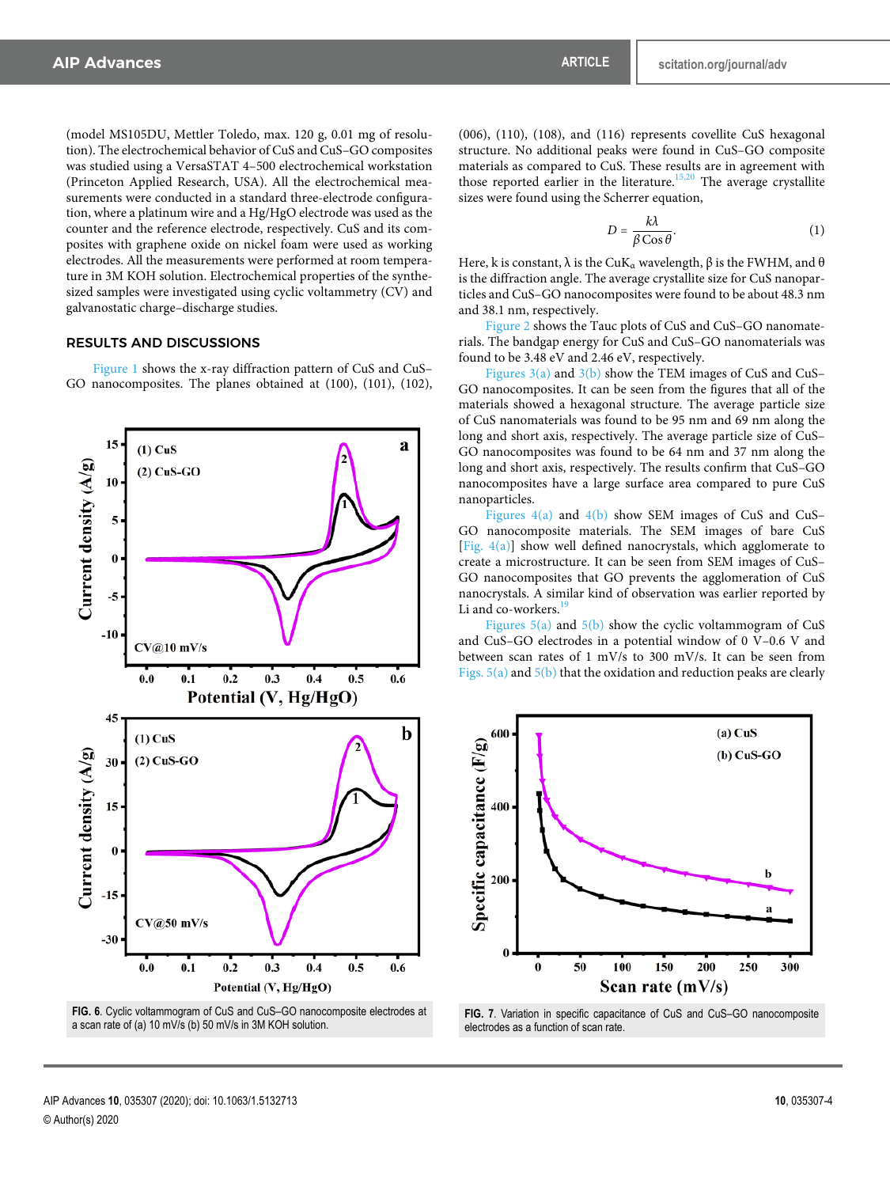(model MS105DU, Mettler Toledo, max. 120 g, 0.01 mg of resolution). The electrochemical behavior of CuS and CuS–GO composites was studied using a VersaSTAT 4–500 electrochemical workstation (Princeton Applied Research, USA). All the electrochemical measurements were conducted in a standard three-electrode configuration, where a platinum wire and a Hg/HgO electrode was used as the counter and the reference electrode, respectively. CuS and its composites with graphene oxide on nickel foam were used as working electrodes. All the measurements were performed at room temperature in 3M KOH solution. Electrochemical properties of the synthesized samples were investigated using cyclic voltammetry (CV) and galvanostatic charge–discharge studies.

## RESULTS AND DISCUSSIONS

Figure 1 shows the x-ray diffraction pattern of CuS and CuS–GO nanocomposites. The planes obtained at (100), (101), (102), (006), (110), (108), and (116) represents covellite CuS hexagonal structure. No additional peaks were found in CuS–GO composite materials as compared to CuS. These results are in agreement with those reported earlier in the literature.[15,20] The average crystallite sizes were found using the Scherrer equation,

$$D = \frac{k\lambda}{\beta \cos\theta}. \tag{1}$$

Here, k is constant, λ is the $CuK_{\alpha}$ wavelength, β is the FWHM, and θ is the diffraction angle. The average crystallite size for CuS nanoparticles and CuS–GO nanocomposites were found to be about 48.3 nm and 38.1 nm, respectively.

Figure 2 shows the Tauc plots of CuS and CuS–GO nanomaterials. The bandgap energy for CuS and CuS–GO nanomaterials was found to be 3.48 eV and 2.46 eV, respectively.

Figures 3(a) and 3(b) show the TEM images of CuS and CuS–GO nanocomposites. It can be seen from the figures that all of the materials showed a hexagonal structure. The average particle size of CuS nanomaterials was found to be 95 nm and 69 nm along the long and short axis, respectively. The average particle size of CuS–GO nanocomposites was found to be 64 nm and 37 nm along the long and short axis, respectively. The results confirm that CuS–GO nanocomposites have a large surface area compared to pure CuS nanoparticles.

Figures 4(a) and 4(b) show SEM images of CuS and CuS–GO nanocomposite materials. The SEM images of bare CuS [Fig. 4(a)] show well defined nanocrystals, which agglomerate to create a microstructure. It can be seen from SEM images of CuS–GO nanocomposites that GO prevents the agglomeration of CuS nanocrystals. A similar kind of observation was earlier reported by Li and co-workers.[19]

Figures 5(a) and 5(b) show the cyclic voltammogram of CuS and CuS–GO electrodes in a potential window of 0 V–0.6 V and between scan rates of 1 mV/s to 300 mV/s. It can be seen from Figs. 5(a) and 5(b) that the oxidation and reduction peaks are clearly

(1) CuS
(2) CuS-GO
a
CV@10 mV/s
Current density (A/g)
Potential (V, Hg/HgO)

(1) CuS
(2) CuS-GO
b
CV@50 mV/s
Current density (A/g)
Potential (V, Hg/HgO)

FIG. 6. Cyclic voltammogram of CuS and CuS–GO nanocomposite electrodes at a scan rate of (a) 10 mV/s (b) 50 mV/s in 3M KOH solution.

(a) CuS
(b) CuS-GO
Specific capacitance (F/g)
Scan rate (mV/s)

FIG. 7. Variation in specific capacitance of CuS and CuS–GO nanocomposite electrodes as a function of scan rate.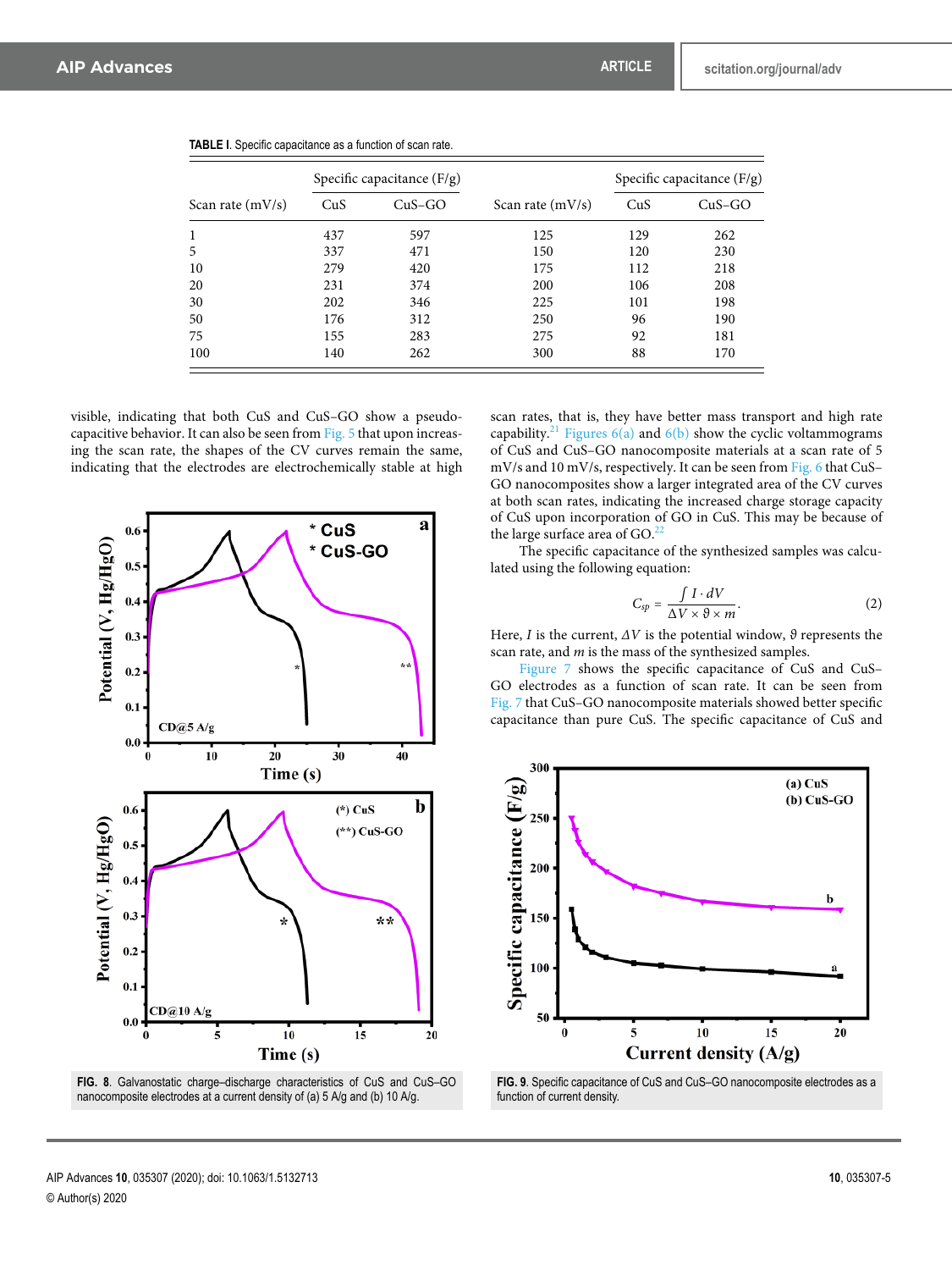TABLE I. Specific capacitance as a function of scan rate.

| Scan rate (mV/s) | Specific capacitance (F/g) | | Scan rate (mV/s) | Specific capacitance (F/g) | |
|---|---|---|---|---|---|
| | CuS | CuS–GO | | CuS | CuS–GO |
| 1 | 437 | 597 | 125 | 129 | 262 |
| 5 | 337 | 471 | 150 | 120 | 230 |
| 10 | 279 | 420 | 175 | 112 | 218 |
| 20 | 231 | 374 | 200 | 106 | 208 |
| 30 | 202 | 346 | 225 | 101 | 198 |
| 50 | 176 | 312 | 250 | 96 | 190 |
| 75 | 155 | 283 | 275 | 92 | 181 |
| 100 | 140 | 262 | 300 | 88 | 170 |

visible, indicating that both CuS and CuS–GO show a pseudo-capacitive behavior. It can also be seen from Fig. 5 that upon increasing the scan rate, the shapes of the CV curves remain the same, indicating that the electrodes are electrochemically stable at high scan rates, that is, they have better mass transport and high rate capability.[21] Figures 6(a) and 6(b) show the cyclic voltammograms of CuS and CuS–GO nanocomposite materials at a scan rate of 5 mV/s and 10 mV/s, respectively. It can be seen from Fig. 6 that CuS–GO nanocomposites show a larger integrated area of the CV curves at both scan rates, indicating the increased charge storage capacity of CuS upon incorporation of GO in CuS. This may be because of the large surface area of GO.[22]

The specific capacitance of the synthesized samples was calculated using the following equation:

$$C_{sp} = \frac{\int I \cdot dV}{\Delta V \times \vartheta \times m}. \tag{2}$$

Here, $I$ is the current, $\Delta V$ is the potential window, $\vartheta$ represents the scan rate, and $m$ is the mass of the synthesized samples.

Figure 7 shows the specific capacitance of CuS and CuS–GO electrodes as a function of scan rate. It can be seen from Fig. 7 that CuS–GO nanocomposite materials showed better specific capacitance than pure CuS. The specific capacitance of CuS and

FIG. 8. Galvanostatic charge–discharge characteristics of CuS and CuS–GO nanocomposite electrodes at a current density of (a) 5 A/g and (b) 10 A/g.

FIG. 9. Specific capacitance of CuS and CuS–GO nanocomposite electrodes as a function of current density.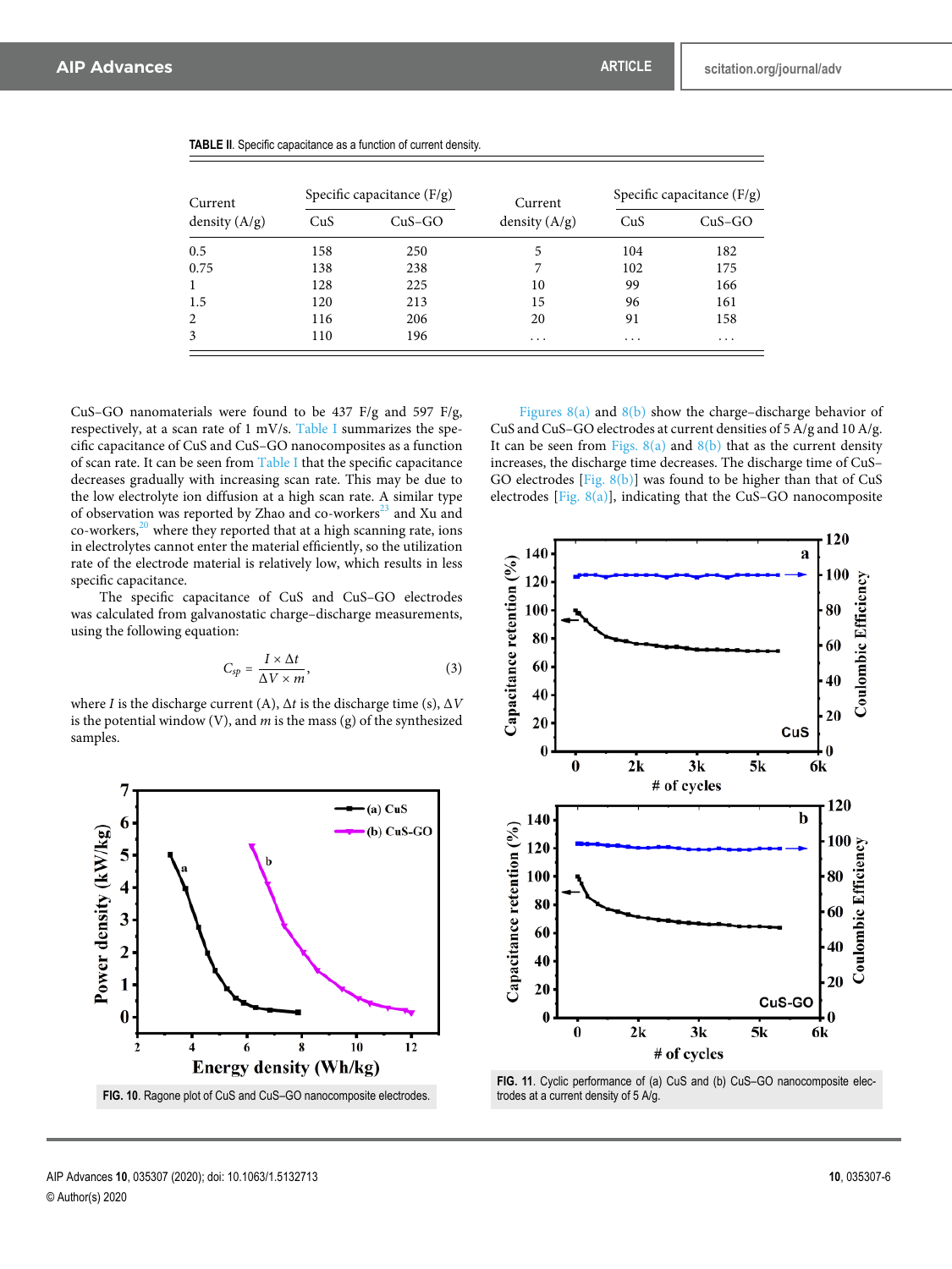TABLE II. Specific capacitance as a function of current density.

| Current density (A/g) | Specific capacitance (F/g) | | Current density (A/g) | Specific capacitance (F/g) | |
|---|---|---|---|---|---|
| | CuS | CuS–GO | | CuS | CuS–GO |
| 0.5 | 158 | 250 | 5 | 104 | 182 |
| 0.75 | 138 | 238 | 7 | 102 | 175 |
| 1 | 128 | 225 | 10 | 99 | 166 |
| 1.5 | 120 | 213 | 15 | 96 | 161 |
| 2 | 116 | 206 | 20 | 91 | 158 |
| 3 | 110 | 196 | ... | ... | ... |

CuS–GO nanomaterials were found to be 437 F/g and 597 F/g, respectively, at a scan rate of 1 mV/s. Table I summarizes the specific capacitance of CuS and CuS–GO nanocomposites as a function of scan rate. It can be seen from Table I that the specific capacitance decreases gradually with increasing scan rate. This may be due to the low electrolyte ion diffusion at a high scan rate. A similar type of observation was reported by Zhao and co-workers[23] and Xu and co-workers,[20] where they reported that at a high scanning rate, ions in electrolytes cannot enter the material efficiently, so the utilization rate of the electrode material is relatively low, which results in less specific capacitance.

The specific capacitance of CuS and CuS–GO electrodes was calculated from galvanostatic charge–discharge measurements, using the following equation:

$$C_{sp} = \frac{I \times \Delta t}{\Delta V \times m}, \tag{3}$$

where $I$ is the discharge current (A), $\Delta t$ is the discharge time (s), $\Delta V$ is the potential window (V), and $m$ is the mass (g) of the synthesized samples.

Power density (kW/kg)
Energy density (Wh/kg)
(a) CuS
(b) CuS-GO
a
b

FIG. 10. Ragone plot of CuS and CuS–GO nanocomposite electrodes.

Figures 8(a) and 8(b) show the charge–discharge behavior of CuS and CuS–GO electrodes at current densities of 5 A/g and 10 A/g. It can be seen from Figs. 8(a) and 8(b) that as the current density increases, the discharge time decreases. The discharge time of CuS–GO electrodes [Fig. 8(b)] was found to be higher than that of CuS electrodes [Fig. 8(a)], indicating that the CuS–GO nanocomposite

Capacitance retention (%)
Coulombic Efficiency
# of cycles
a
CuS
b
CuS-GO

FIG. 11. Cyclic performance of (a) CuS and (b) CuS–GO nanocomposite electrodes at a current density of 5 A/g.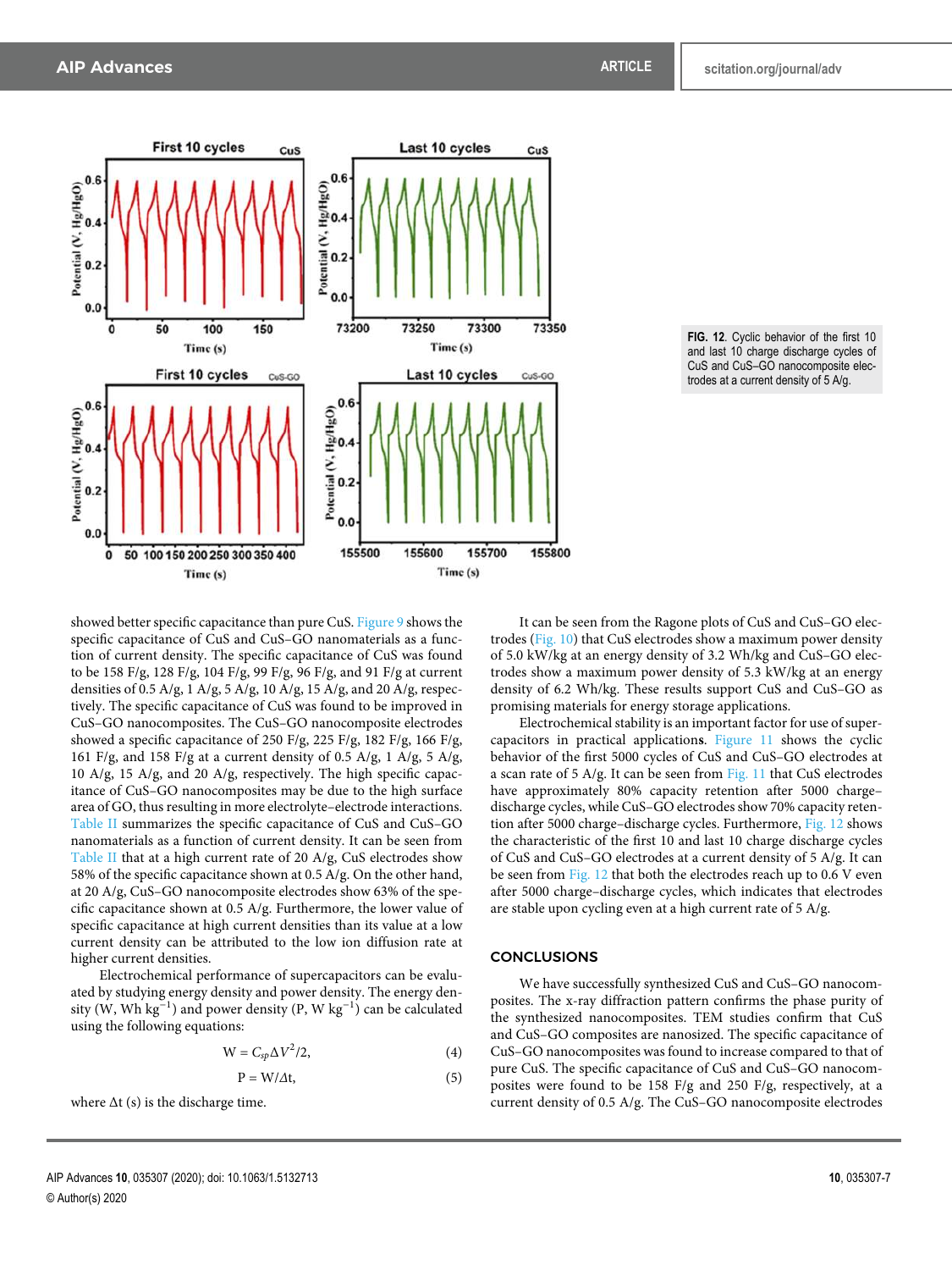First 10 cycles CuS

Potential (V, Hg/HgO)

0.0
0.2
0.4
0.6

0 50 100 150

Time (s)

Last 10 cycles CuS

Potential (V, Hg/HgO)

0.0
0.2
0.4
0.6

73200 73250 73300 73350

Time (s)

First 10 cycles CuS-GO

Potential (V, Hg/HgO)

0.0
0.2
0.4
0.6

0 50 100 150 200 250 300 350 400

Time (s)

Last 10 cycles CuS-GO

Potential (V, Hg/HgO)

0.0
0.2
0.4
0.6

155500 155600 155700 155800

Time (s)

**FIG. 12**. Cyclic behavior of the first 10 and last 10 charge discharge cycles of CuS and CuS–GO nanocomposite electrodes at a current density of 5 A/g.

showed better specific capacitance than pure CuS. Figure 9 shows the specific capacitance of CuS and CuS–GO nanomaterials as a function of current density. The specific capacitance of CuS was found to be 158 F/g, 128 F/g, 104 F/g, 99 F/g, 96 F/g, and 91 F/g at current densities of 0.5 A/g, 1 A/g, 5 A/g, 10 A/g, 15 A/g, and 20 A/g, respectively. The specific capacitance of CuS was found to be improved in CuS–GO nanocomposites. The CuS–GO nanocomposite electrodes showed a specific capacitance of 250 F/g, 225 F/g, 182 F/g, 166 F/g, 161 F/g, and 158 F/g at a current density of 0.5 A/g, 1 A/g, 5 A/g, 10 A/g, 15 A/g, and 20 A/g, respectively. The high specific capacitance of CuS–GO nanocomposites may be due to the high surface area of GO, thus resulting in more electrolyte–electrode interactions. Table II summarizes the specific capacitance of CuS and CuS–GO nanomaterials as a function of current density. It can be seen from Table II that at a high current rate of 20 A/g, CuS electrodes show 58% of the specific capacitance shown at 0.5 A/g. On the other hand, at 20 A/g, CuS–GO nanocomposite electrodes show 63% of the specific capacitance shown at 0.5 A/g. Furthermore, the lower value of specific capacitance at high current densities than its value at a low current density can be attributed to the low ion diffusion rate at higher current densities.

Electrochemical performance of supercapacitors can be evaluated by studying energy density and power density. The energy density (W, Wh $kg^{-1}$) and power density (P, W $kg^{-1}$) can be calculated using the following equations:

$$W = C_{sp}\Delta V^2/2, \quad (4)$$

$$P = W/\Delta t, \quad (5)$$

where Δt (s) is the discharge time.

It can be seen from the Ragone plots of CuS and CuS–GO electrodes (Fig. 10) that CuS electrodes show a maximum power density of 5.0 kW/kg at an energy density of 3.2 Wh/kg and CuS–GO electrodes show a maximum power density of 5.3 kW/kg at an energy density of 6.2 Wh/kg. These results support CuS and CuS–GO as promising materials for energy storage applications.

Electrochemical stability is an important factor for use of supercapacitors in practical applications. Figure 11 shows the cyclic behavior of the first 5000 cycles of CuS and CuS–GO electrodes at a scan rate of 5 A/g. It can be seen from Fig. 11 that CuS electrodes have approximately 80% capacity retention after 5000 charge–discharge cycles, while CuS–GO electrodes show 70% capacity retention after 5000 charge–discharge cycles. Furthermore, Fig. 12 shows the characteristic of the first 10 and last 10 charge discharge cycles of CuS and CuS–GO electrodes at a current density of 5 A/g. It can be seen from Fig. 12 that both the electrodes reach up to 0.6 V even after 5000 charge–discharge cycles, which indicates that electrodes are stable upon cycling even at a high current rate of 5 A/g.

## CONCLUSIONS

We have successfully synthesized CuS and CuS–GO nanocomposites. The x-ray diffraction pattern confirms the phase purity of the synthesized nanocomposites. TEM studies confirm that CuS and CuS–GO composites are nanosized. The specific capacitance of CuS–GO nanocomposites was found to increase compared to that of pure CuS. The specific capacitance of CuS and CuS–GO nanocomposites were found to be 158 F/g and 250 F/g, respectively, at a current density of 0.5 A/g. The CuS–GO nanocomposite electrodes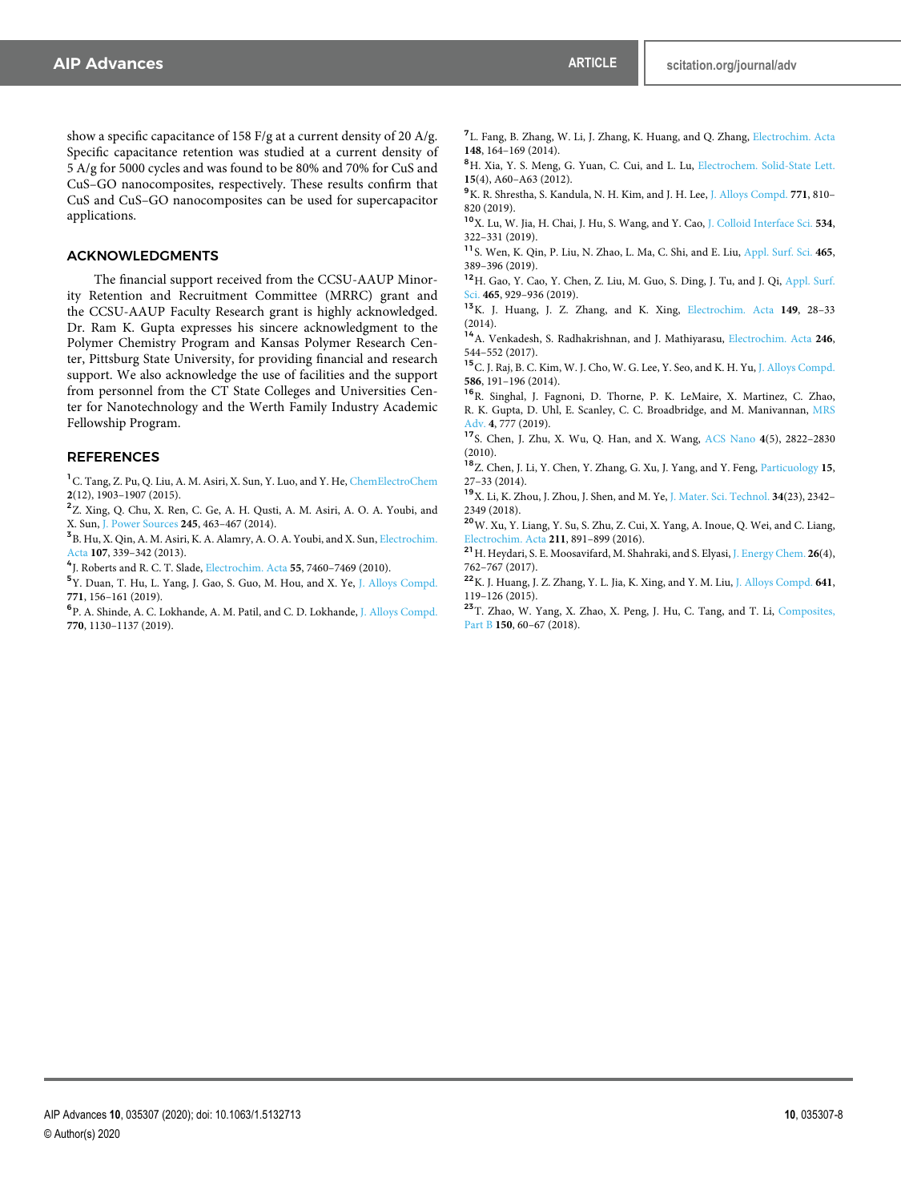show a specific capacitance of 158 F/g at a current density of 20 A/g. Specific capacitance retention was studied at a current density of 5 A/g for 5000 cycles and was found to be 80% and 70% for CuS and CuS–GO nanocomposites, respectively. These results confirm that CuS and CuS–GO nanocomposites can be used for supercapacitor applications.

## ACKNOWLEDGMENTS

The financial support received from the CCSU-AAUP Minority Retention and Recruitment Committee (MRRC) grant and the CCSU-AAUP Faculty Research grant is highly acknowledged. Dr. Ram K. Gupta expresses his sincere acknowledgment to the Polymer Chemistry Program and Kansas Polymer Research Center, Pittsburg State University, for providing financial and research support. We also acknowledge the use of facilities and the support from personnel from the CT State Colleges and Universities Center for Nanotechnology and the Werth Family Industry Academic Fellowship Program.

## REFERENCES

[1] C. Tang, Z. Pu, Q. Liu, A. M. Asiri, X. Sun, Y. Luo, and Y. He, ChemElectroChem **2**(12), 1903–1907 (2015).

[2] Z. Xing, Q. Chu, X. Ren, C. Ge, A. H. Qusti, A. M. Asiri, A. O. A. Youbi, and X. Sun, J. Power Sources **245**, 463–467 (2014).

[3] B. Hu, X. Qin, A. M. Asiri, K. A. Alamry, A. O. A. Youbi, and X. Sun, Electrochim. Acta **107**, 339–342 (2013).

[4] J. Roberts and R. C. T. Slade, Electrochim. Acta **55**, 7460–7469 (2010).

[5] Y. Duan, T. Hu, L. Yang, J. Gao, S. Guo, M. Hou, and X. Ye, J. Alloys Compd. **771**, 156–161 (2019).

[6] P. A. Shinde, A. C. Lokhande, A. M. Patil, and C. D. Lokhande, J. Alloys Compd. **770**, 1130–1137 (2019).

[7] L. Fang, B. Zhang, W. Li, J. Zhang, K. Huang, and Q. Zhang, Electrochim. Acta **148**, 164–169 (2014).

[8] H. Xia, Y. S. Meng, G. Yuan, C. Cui, and L. Lu, Electrochem. Solid-State Lett. **15**(4), A60–A63 (2012).

[9] K. R. Shrestha, S. Kandula, N. H. Kim, and J. H. Lee, J. Alloys Compd. **771**, 810–820 (2019).

[10] X. Lu, W. Jia, H. Chai, J. Hu, S. Wang, and Y. Cao, J. Colloid Interface Sci. **534**, 322–331 (2019).

[11] S. Wen, K. Qin, P. Liu, N. Zhao, L. Ma, C. Shi, and E. Liu, Appl. Surf. Sci. **465**, 389–396 (2019).

[12] H. Gao, Y. Cao, Y. Chen, Z. Liu, M. Guo, S. Ding, J. Tu, and J. Qi, Appl. Surf. Sci. **465**, 929–936 (2019).

[13] K. J. Huang, J. Z. Zhang, and K. Xing, Electrochim. Acta **149**, 28–33 (2014).

[14] A. Venkadesh, S. Radhakrishnan, and J. Mathiyarasu, Electrochim. Acta **246**, 544–552 (2017).

[15] C. J. Raj, B. C. Kim, W. J. Cho, W. G. Lee, Y. Seo, and K. H. Yu, J. Alloys Compd. **586**, 191–196 (2014).

[16] R. Singhal, J. Fagnoni, D. Thorne, P. K. LeMaire, X. Martinez, C. Zhao, R. K. Gupta, D. Uhl, E. Scanley, C. C. Broadbridge, and M. Manivannan, MRS Adv. **4**, 777 (2019).

[17] S. Chen, J. Zhu, X. Wu, Q. Han, and X. Wang, ACS Nano **4**(5), 2822–2830 (2010).

[18] Z. Chen, J. Li, Y. Chen, Y. Zhang, G. Xu, J. Yang, and Y. Feng, Particuology **15**, 27–33 (2014).

[19] X. Li, K. Zhou, J. Zhou, J. Shen, and M. Ye, J. Mater. Sci. Technol. **34**(23), 2342–2349 (2018).

[20] W. Xu, Y. Liang, Y. Su, S. Zhu, Z. Cui, X. Yang, A. Inoue, Q. Wei, and C. Liang, Electrochim. Acta **211**, 891–899 (2016).

[21] H. Heydari, S. E. Moosavifard, M. Shahraki, and S. Elyasi, J. Energy Chem. **26**(4), 762–767 (2017).

[22] K. J. Huang, J. Z. Zhang, Y. L. Jia, K. Xing, and Y. M. Liu, J. Alloys Compd. **641**, 119–126 (2015).

[23] T. Zhao, W. Yang, X. Zhao, X. Peng, J. Hu, C. Tang, and T. Li, Composites, Part B **150**, 60–67 (2018).